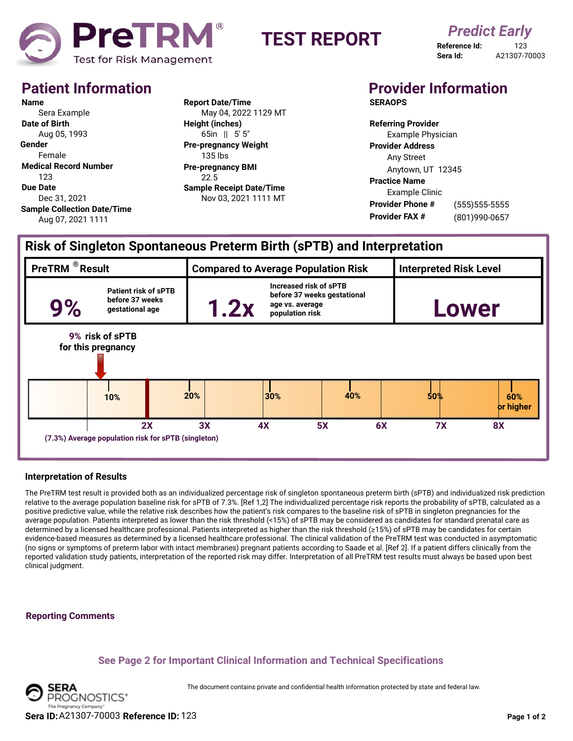# PreTRM® Test for Risk Management

# TEST REPORT

*Predict Early*

**Reference Id:** 123
**Sera Id:** A21307-70003

## Patient Information

**Name**
Sera Example

**Date of Birth**
Aug 05, 1993

**Gender**
Female

**Medical Record Number**
123

**Due Date**
Dec 31, 2021

**Sample Collection Date/Time**
Aug 07, 2021 1111

**Report Date/Time**
May 04, 2022 1129 MT

**Height (inches)**
65in || 5' 5"

**Pre-pregnancy Weight**
135 lbs

**Pre-pregnancy BMI**
22.5

**Sample Receipt Date/Time**
Nov 03, 2021 1111 MT

## Provider Information

**SERAOPS**

**Referring Provider**
Example Physician

**Provider Address**
Any Street
Anytown, UT 12345

**Practice Name**
Example Clinic

**Provider Phone #** (555)555-5555

**Provider FAX #** (801)990-0657

## Risk of Singleton Spontaneous Preterm Birth (sPTB) and Interpretation

| PreTRM® Result | Compared to Average Population Risk | Interpreted Risk Level |
|---|---|---|
| **9%** Patient risk of sPTB before 37 weeks gestational age | **1.2x** Increased risk of sPTB before 37 weeks gestational age vs. average population risk | **Lower** |

**9% risk of sPTB for this pregnancy**

Risk scale: 10% | 20% | 30% | 40% | 50% | 60% or higher

Relative scale: 2X | 3X | 4X | 5X | 6X | 7X | 8X

(7.3%) Average population risk for sPTB (singleton)

### Interpretation of Results

The PreTRM test result is provided both as an individualized percentage risk of singleton spontaneous preterm birth (sPTB) and individualized risk prediction relative to the average population baseline risk for sPTB of 7.3%. [Ref 1,2] The individualized percentage risk reports the probability of sPTB, calculated as a positive predictive value, while the relative risk describes how the patient's risk compares to the baseline risk of sPTB in singleton pregnancies for the average population. Patients interpreted as lower than the risk threshold (<15%) of sPTB may be considered as candidates for standard prenatal care as determined by a licensed healthcare professional. Patients interpreted as higher than the risk threshold (≥15%) of sPTB may be candidates for certain evidence-based measures as determined by a licensed healthcare professional. The clinical validation of the PreTRM test was conducted in asymptomatic (no signs or symptoms of preterm labor with intact membranes) pregnant patients according to Saade et al. [Ref 2]. If a patient differs clinically from the reported validation study patients, interpretation of the reported risk may differ. Interpretation of all PreTRM test results must always be based upon best clinical judgment.

### Reporting Comments

**See Page 2 for Important Clinical Information and Technical Specifications**

SERA PROGNOSTICS® The Pregnancy Company®

The document contains private and confidential health information protected by state and federal law.

**Sera ID:** A21307-70003 **Reference ID:** 123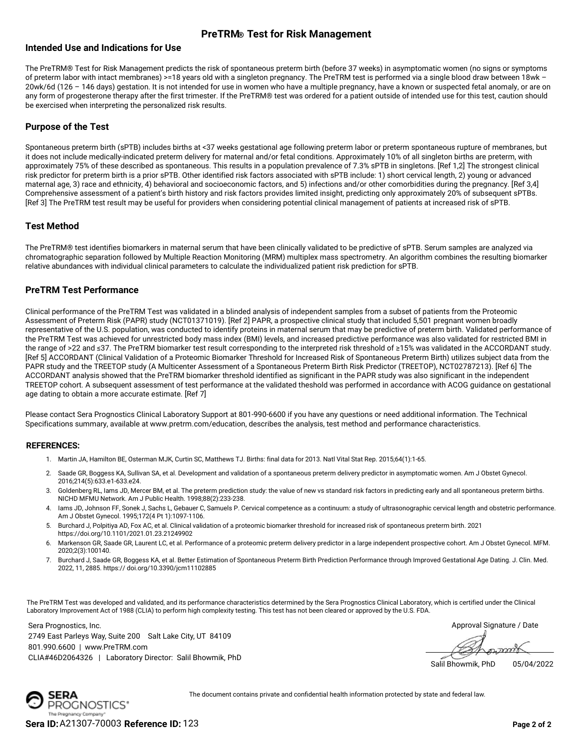# PreTRM® Test for Risk Management

## Intended Use and Indications for Use

The PreTRM® Test for Risk Management predicts the risk of spontaneous preterm birth (before 37 weeks) in asymptomatic women (no signs or symptoms of preterm labor with intact membranes) >=18 years old with a singleton pregnancy. The PreTRM test is performed via a single blood draw between 18wk – 20wk/6d (126 – 146 days) gestation. It is not intended for use in women who have a multiple pregnancy, have a known or suspected fetal anomaly, or are on any form of progesterone therapy after the first trimester. If the PreTRM® test was ordered for a patient outside of intended use for this test, caution should be exercised when interpreting the personalized risk results.

## Purpose of the Test

Spontaneous preterm birth (sPTB) includes births at <37 weeks gestational age following preterm labor or preterm spontaneous rupture of membranes, but it does not include medically-indicated preterm delivery for maternal and/or fetal conditions. Approximately 10% of all singleton births are preterm, with approximately 75% of these described as spontaneous. This results in a population prevalence of 7.3% sPTB in singletons. [Ref 1,2] The strongest clinical risk predictor for preterm birth is a prior sPTB. Other identified risk factors associated with sPTB include: 1) short cervical length, 2) young or advanced maternal age, 3) race and ethnicity, 4) behavioral and socioeconomic factors, and 5) infections and/or other comorbidities during the pregnancy. [Ref 3,4] Comprehensive assessment of a patient's birth history and risk factors provides limited insight, predicting only approximately 20% of subsequent sPTBs. [Ref 3] The PreTRM test result may be useful for providers when considering potential clinical management of patients at increased risk of sPTB.

## Test Method

The PreTRM® test identifies biomarkers in maternal serum that have been clinically validated to be predictive of sPTB. Serum samples are analyzed via chromatographic separation followed by Multiple Reaction Monitoring (MRM) multiplex mass spectrometry. An algorithm combines the resulting biomarker relative abundances with individual clinical parameters to calculate the individualized patient risk prediction for sPTB.

## PreTRM Test Performance

Clinical performance of the PreTRM Test was validated in a blinded analysis of independent samples from a subset of patients from the Proteomic Assessment of Preterm Risk (PAPR) study (NCT01371019). [Ref 2] PAPR, a prospective clinical study that included 5,501 pregnant women broadly representative of the U.S. population, was conducted to identify proteins in maternal serum that may be predictive of preterm birth. Validated performance of the PreTRM Test was achieved for unrestricted body mass index (BMI) levels, and increased predictive performance was also validated for restricted BMI in the range of >22 and ≤37. The PreTRM biomarker test result corresponding to the interpreted risk threshold of ≥15% was validated in the ACCORDANT study. [Ref 5] ACCORDANT (Clinical Validation of a Proteomic Biomarker Threshold for Increased Risk of Spontaneous Preterm Birth) utilizes subject data from the PAPR study and the TREETOP study (A Multicenter Assessment of a Spontaneous Preterm Birth Risk Predictor (TREETOP), NCT02787213). [Ref 6] The ACCORDANT analysis showed that the PreTRM biomarker threshold identified as significant in the PAPR study was also significant in the independent TREETOP cohort. A subsequent assessment of test performance at the validated theshold was performed in accordance with ACOG guidance on gestational age dating to obtain a more accurate estimate. [Ref 7]

Please contact Sera Prognostics Clinical Laboratory Support at 801-990-6600 if you have any questions or need additional information. The Technical Specifications summary, available at www.pretrm.com/education, describes the analysis, test method and performance characteristics.

### REFERENCES:

1. Martin JA, Hamilton BE, Osterman MJK, Curtin SC, Matthews TJ. Births: final data for 2013. Natl Vital Stat Rep. 2015;64(1):1-65.
2. Saade GR, Boggess KA, Sullivan SA, et al. Development and validation of a spontaneous preterm delivery predictor in asymptomatic women. Am J Obstet Gynecol. 2016;214(5):633.e1-633.e24.
3. Goldenberg RL, Iams JD, Mercer BM, et al. The preterm prediction study: the value of new vs standard risk factors in predicting early and all spontaneous preterm births. NICHD MFMU Network. Am J Public Health. 1998;88(2):233-238.
4. Iams JD, Johnson FF, Sonek J, Sachs L, Gebauer C, Samuels P. Cervical competence as a continuum: a study of ultrasonographic cervical length and obstetric performance. Am J Obstet Gynecol. 1995;172(4 Pt 1):1097-1106.
5. Burchard J, Polpitiya AD, Fox AC, et al. Clinical validation of a proteomic biomarker threshold for increased risk of spontaneous preterm birth. 2021 https://doi.org/10.1101/2021.01.23.21249902
6. Markenson GR, Saade GR, Laurent LC, et al. Performance of a proteomic preterm delivery predictor in a large independent prospective cohort. Am J Obstet Gynecol. MFM. 2020;2(3):100140.
7. Burchard J, Saade GR, Boggess KA, et al. Better Estimation of Spontaneous Preterm Birth Prediction Performance through Improved Gestational Age Dating. J. Clin. Med. 2022, 11, 2885. https:// doi.org/10.3390/jcm11102885

The PreTRM Test was developed and validated, and its performance characteristics determined by the Sera Prognostics Clinical Laboratory, which is certified under the Clinical Laboratory Improvement Act of 1988 (CLIA) to perform high complexity testing. This test has not been cleared or approved by the U.S. FDA.

Sera Prognostics, Inc.
2749 East Parleys Way, Suite 200 Salt Lake City, UT 84109
801.990.6600 | www.PreTRM.com
CLIA#46D2064326 | Laboratory Director: Salil Bhowmik, PhD

Approval Signature / Date

Salil Bhowmik, PhD 05/04/2022

The document contains private and confidential health information protected by state and federal law.

**Sera ID:** A21307-70003 **Reference ID:** 123